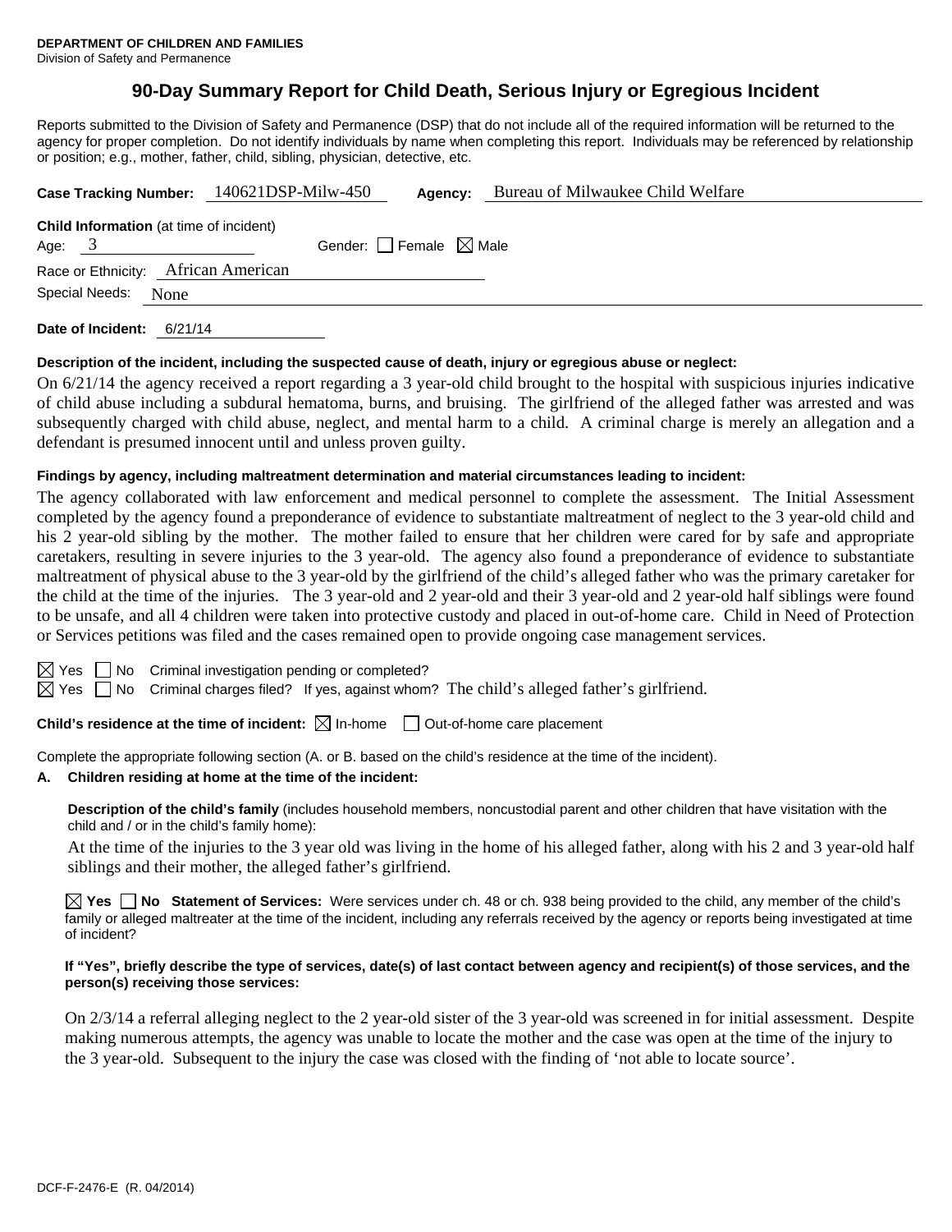**DEPARTMENT OF CHILDREN AND FAMILIES**
Division of Safety and Permanence

# 90-Day Summary Report for Child Death, Serious Injury or Egregious Incident

Reports submitted to the Division of Safety and Permanence (DSP) that do not include all of the required information will be returned to the agency for proper completion. Do not identify individuals by name when completing this report. Individuals may be referenced by relationship or position; e.g., mother, father, child, sibling, physician, detective, etc.

**Case Tracking Number:** 140621DSP-Milw-450 **Agency:** Bureau of Milwaukee Child Welfare

**Child Information** (at time of incident)
Age: 3 Gender: ☐ Female ☒ Male
Race or Ethnicity: African American
Special Needs: None

**Date of Incident:** 6/21/14

**Description of the incident, including the suspected cause of death, injury or egregious abuse or neglect:**

On 6/21/14 the agency received a report regarding a 3 year-old child brought to the hospital with suspicious injuries indicative of child abuse including a subdural hematoma, burns, and bruising. The girlfriend of the alleged father was arrested and was subsequently charged with child abuse, neglect, and mental harm to a child. A criminal charge is merely an allegation and a defendant is presumed innocent until and unless proven guilty.

**Findings by agency, including maltreatment determination and material circumstances leading to incident:**

The agency collaborated with law enforcement and medical personnel to complete the assessment. The Initial Assessment completed by the agency found a preponderance of evidence to substantiate maltreatment of neglect to the 3 year-old child and his 2 year-old sibling by the mother. The mother failed to ensure that her children were cared for by safe and appropriate caretakers, resulting in severe injuries to the 3 year-old. The agency also found a preponderance of evidence to substantiate maltreatment of physical abuse to the 3 year-old by the girlfriend of the child's alleged father who was the primary caretaker for the child at the time of the injuries. The 3 year-old and 2 year-old and their 3 year-old and 2 year-old half siblings were found to be unsafe, and all 4 children were taken into protective custody and placed in out-of-home care. Child in Need of Protection or Services petitions was filed and the cases remained open to provide ongoing case management services.

☒ Yes ☐ No Criminal investigation pending or completed?
☒ Yes ☐ No Criminal charges filed? If yes, against whom? The child's alleged father's girlfriend.

**Child's residence at the time of incident:** ☒ In-home ☐ Out-of-home care placement

Complete the appropriate following section (A. or B. based on the child's residence at the time of the incident).

**A. Children residing at home at the time of the incident:**

**Description of the child's family** (includes household members, noncustodial parent and other children that have visitation with the child and / or in the child's family home):

At the time of the injuries to the 3 year old was living in the home of his alleged father, along with his 2 and 3 year-old half siblings and their mother, the alleged father's girlfriend.

☒ **Yes** ☐ **No Statement of Services:** Were services under ch. 48 or ch. 938 being provided to the child, any member of the child's family or alleged maltreater at the time of the incident, including any referrals received by the agency or reports being investigated at time of incident?

**If "Yes", briefly describe the type of services, date(s) of last contact between agency and recipient(s) of those services, and the person(s) receiving those services:**

On 2/3/14 a referral alleging neglect to the 2 year-old sister of the 3 year-old was screened in for initial assessment. Despite making numerous attempts, the agency was unable to locate the mother and the case was open at the time of the injury to the 3 year-old. Subsequent to the injury the case was closed with the finding of 'not able to locate source'.

DCF-F-2476-E (R. 04/2014)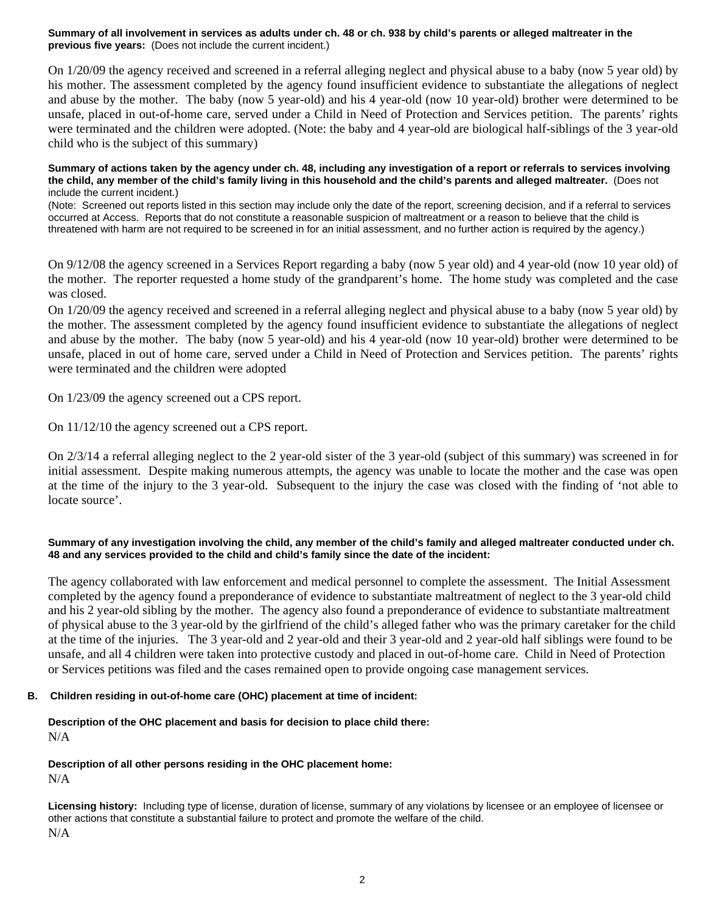**Summary of all involvement in services as adults under ch. 48 or ch. 938 by child's parents or alleged maltreater in the previous five years:** (Does not include the current incident.)

On 1/20/09 the agency received and screened in a referral alleging neglect and physical abuse to a baby (now 5 year old) by his mother. The assessment completed by the agency found insufficient evidence to substantiate the allegations of neglect and abuse by the mother. The baby (now 5 year-old) and his 4 year-old (now 10 year-old) brother were determined to be unsafe, placed in out-of-home care, served under a Child in Need of Protection and Services petition. The parents' rights were terminated and the children were adopted. (Note: the baby and 4 year-old are biological half-siblings of the 3 year-old child who is the subject of this summary)

**Summary of actions taken by the agency under ch. 48, including any investigation of a report or referrals to services involving the child, any member of the child's family living in this household and the child's parents and alleged maltreater.** (Does not include the current incident.)

(Note: Screened out reports listed in this section may include only the date of the report, screening decision, and if a referral to services occurred at Access. Reports that do not constitute a reasonable suspicion of maltreatment or a reason to believe that the child is threatened with harm are not required to be screened in for an initial assessment, and no further action is required by the agency.)

On 9/12/08 the agency screened in a Services Report regarding a baby (now 5 year old) and 4 year-old (now 10 year old) of the mother. The reporter requested a home study of the grandparent's home. The home study was completed and the case was closed.

On 1/20/09 the agency received and screened in a referral alleging neglect and physical abuse to a baby (now 5 year old) by the mother. The assessment completed by the agency found insufficient evidence to substantiate the allegations of neglect and abuse by the mother. The baby (now 5 year-old) and his 4 year-old (now 10 year-old) brother were determined to be unsafe, placed in out of home care, served under a Child in Need of Protection and Services petition. The parents' rights were terminated and the children were adopted

On 1/23/09 the agency screened out a CPS report.

On 11/12/10 the agency screened out a CPS report.

On 2/3/14 a referral alleging neglect to the 2 year-old sister of the 3 year-old (subject of this summary) was screened in for initial assessment. Despite making numerous attempts, the agency was unable to locate the mother and the case was open at the time of the injury to the 3 year-old. Subsequent to the injury the case was closed with the finding of 'not able to locate source'.

**Summary of any investigation involving the child, any member of the child's family and alleged maltreater conducted under ch. 48 and any services provided to the child and child's family since the date of the incident:**

The agency collaborated with law enforcement and medical personnel to complete the assessment. The Initial Assessment completed by the agency found a preponderance of evidence to substantiate maltreatment of neglect to the 3 year-old child and his 2 year-old sibling by the mother. The agency also found a preponderance of evidence to substantiate maltreatment of physical abuse to the 3 year-old by the girlfriend of the child's alleged father who was the primary caretaker for the child at the time of the injuries. The 3 year-old and 2 year-old and their 3 year-old and 2 year-old half siblings were found to be unsafe, and all 4 children were taken into protective custody and placed in out-of-home care. Child in Need of Protection or Services petitions was filed and the cases remained open to provide ongoing case management services.

**B. Children residing in out-of-home care (OHC) placement at time of incident:**

**Description of the OHC placement and basis for decision to place child there:**
N/A

**Description of all other persons residing in the OHC placement home:**
N/A

**Licensing history:** Including type of license, duration of license, summary of any violations by licensee or an employee of licensee or other actions that constitute a substantial failure to protect and promote the welfare of the child.
N/A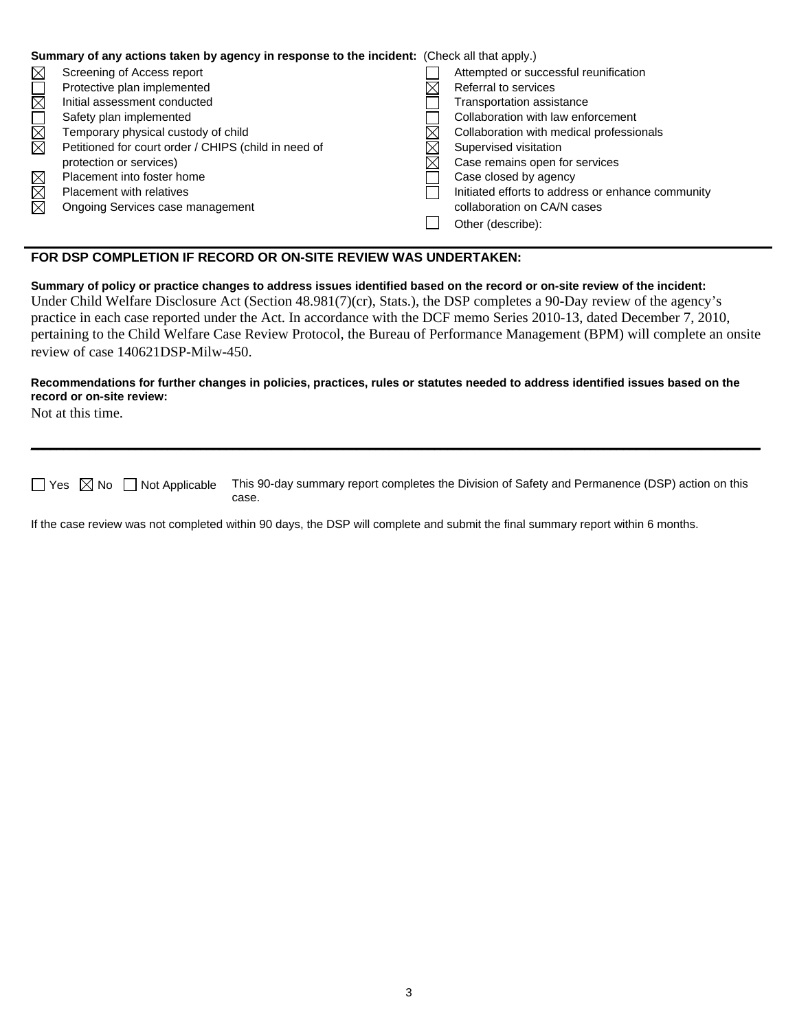**Summary of any actions taken by agency in response to the incident:** (Check all that apply.)

- ☒ Screening of Access report
- ☐ Protective plan implemented
- ☒ Initial assessment conducted
- ☐ Safety plan implemented
- ☒ Temporary physical custody of child
- ☒ Petitioned for court order / CHIPS (child in need of protection or services)
- ☒ Placement into foster home
- ☒ Placement with relatives
- ☒ Ongoing Services case management
- ☐ Attempted or successful reunification
- ☒ Referral to services
- ☐ Transportation assistance
- ☐ Collaboration with law enforcement
- ☒ Collaboration with medical professionals
- ☒ Supervised visitation
- ☒ Case remains open for services
- ☐ Case closed by agency
- ☐ Initiated efforts to address or enhance community collaboration on CA/N cases
- ☐ Other (describe):

**FOR DSP COMPLETION IF RECORD OR ON-SITE REVIEW WAS UNDERTAKEN:**

**Summary of policy or practice changes to address issues identified based on the record or on-site review of the incident:**

Under Child Welfare Disclosure Act (Section 48.981(7)(cr), Stats.), the DSP completes a 90-Day review of the agency's practice in each case reported under the Act. In accordance with the DCF memo Series 2010-13, dated December 7, 2010, pertaining to the Child Welfare Case Review Protocol, the Bureau of Performance Management (BPM) will complete an onsite review of case 140621DSP-Milw-450.

**Recommendations for further changes in policies, practices, rules or statutes needed to address identified issues based on the record or on-site review:**

Not at this time.

---

☐ Yes ☒ No ☐ Not Applicable This 90-day summary report completes the Division of Safety and Permanence (DSP) action on this case.

If the case review was not completed within 90 days, the DSP will complete and submit the final summary report within 6 months.